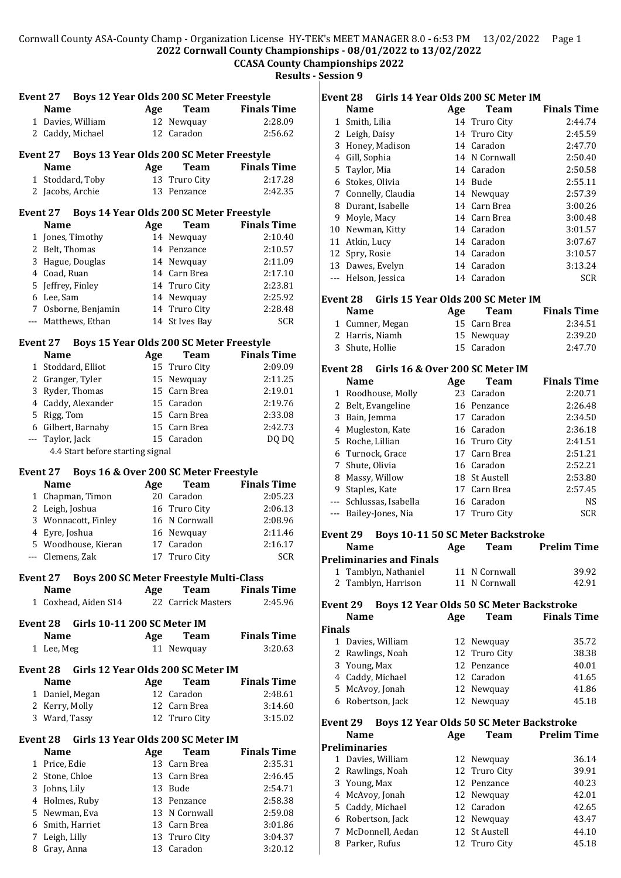**2022 Cornwall County Championships - 08/01/2022 to 13/02/2022**

**CCASA County Championships 2022**

**Results - Session 9**

### Event 27 Boys 12 Year Olds 200 SC Meter Freestyle

| | Name | Age | Team | Finals Time |
|---|---|---|---|---|
| 1 | Davies, William | 12 | Newquay | 2:28.09 |
| 2 | Caddy, Michael | 12 | Caradon | 2:56.62 |

### Event 27 Boys 13 Year Olds 200 SC Meter Freestyle

| | Name | Age | Team | Finals Time |
|---|---|---|---|---|
| 1 | Stoddard, Toby | 13 | Truro City | 2:17.28 |
| 2 | Jacobs, Archie | 13 | Penzance | 2:42.35 |

### Event 27 Boys 14 Year Olds 200 SC Meter Freestyle

| | Name | Age | Team | Finals Time |
|---|---|---|---|---|
| 1 | Jones, Timothy | 14 | Newquay | 2:10.40 |
| 2 | Belt, Thomas | 14 | Penzance | 2:10.57 |
| 3 | Hague, Douglas | 14 | Newquay | 2:11.09 |
| 4 | Coad, Ruan | 14 | Carn Brea | 2:17.10 |
| 5 | Jeffrey, Finley | 14 | Truro City | 2:23.81 |
| 6 | Lee, Sam | 14 | Newquay | 2:25.92 |
| 7 | Osborne, Benjamin | 14 | Truro City | 2:28.48 |
| --- | Matthews, Ethan | 14 | St Ives Bay | SCR |

### Event 27 Boys 15 Year Olds 200 SC Meter Freestyle

| | Name | Age | Team | Finals Time |
|---|---|---|---|---|
| 1 | Stoddard, Elliot | 15 | Truro City | 2:09.09 |
| 2 | Granger, Tyler | 15 | Newquay | 2:11.25 |
| 3 | Ryder, Thomas | 15 | Carn Brea | 2:19.01 |
| 4 | Caddy, Alexander | 15 | Caradon | 2:19.76 |
| 5 | Rigg, Tom | 15 | Carn Brea | 2:33.08 |
| 6 | Gilbert, Barnaby | 15 | Carn Brea | 2:42.73 |
| --- | Taylor, Jack | 15 | Caradon | DQ DQ |
| | 4.4 Start before starting signal | | | |

### Event 27 Boys 16 & Over 200 SC Meter Freestyle

| | Name | Age | Team | Finals Time |
|---|---|---|---|---|
| 1 | Chapman, Timon | 20 | Caradon | 2:05.23 |
| 2 | Leigh, Joshua | 16 | Truro City | 2:06.13 |
| 3 | Wonnacott, Finley | 16 | N Cornwall | 2:08.96 |
| 4 | Eyre, Joshua | 16 | Newquay | 2:11.46 |
| 5 | Woodhouse, Kieran | 17 | Caradon | 2:16.17 |
| --- | Clemens, Zak | 17 | Truro City | SCR |

### Event 27 Boys 200 SC Meter Freestyle Multi-Class

| | Name | Age | Team | Finals Time |
|---|---|---|---|---|
| 1 | Coxhead, Aiden S14 | 22 | Carrick Masters | 2:45.96 |

### Event 28 Girls 10-11 200 SC Meter IM

| | Name | Age | Team | Finals Time |
|---|---|---|---|---|
| 1 | Lee, Meg | 11 | Newquay | 3:20.63 |

### Event 28 Girls 12 Year Olds 200 SC Meter IM

| | Name | Age | Team | Finals Time |
|---|---|---|---|---|
| 1 | Daniel, Megan | 12 | Caradon | 2:48.61 |
| 2 | Kerry, Molly | 12 | Carn Brea | 3:14.60 |
| 3 | Ward, Tassy | 12 | Truro City | 3:15.02 |

### Event 28 Girls 13 Year Olds 200 SC Meter IM

| | Name | Age | Team | Finals Time |
|---|---|---|---|---|
| 1 | Price, Edie | 13 | Carn Brea | 2:35.31 |
| 2 | Stone, Chloe | 13 | Carn Brea | 2:46.45 |
| 3 | Johns, Lily | 13 | Bude | 2:54.71 |
| 4 | Holmes, Ruby | 13 | Penzance | 2:58.38 |
| 5 | Newman, Eva | 13 | N Cornwall | 2:59.08 |
| 6 | Smith, Harriet | 13 | Carn Brea | 3:01.86 |
| 7 | Leigh, Lilly | 13 | Truro City | 3:04.37 |
| 8 | Gray, Anna | 13 | Caradon | 3:20.12 |

### Event 28 Girls 14 Year Olds 200 SC Meter IM

| | Name | Age | Team | Finals Time |
|---|---|---|---|---|
| 1 | Smith, Lilia | 14 | Truro City | 2:44.74 |
| 2 | Leigh, Daisy | 14 | Truro City | 2:45.59 |
| 3 | Honey, Madison | 14 | Caradon | 2:47.70 |
| 4 | Gill, Sophia | 14 | N Cornwall | 2:50.40 |
| 5 | Taylor, Mia | 14 | Caradon | 2:50.58 |
| 6 | Stokes, Olivia | 14 | Bude | 2:55.11 |
| 7 | Connelly, Claudia | 14 | Newquay | 2:57.39 |
| 8 | Durant, Isabelle | 14 | Carn Brea | 3:00.26 |
| 9 | Moyle, Macy | 14 | Carn Brea | 3:00.48 |
| 10 | Newman, Kitty | 14 | Caradon | 3:01.57 |
| 11 | Atkin, Lucy | 14 | Caradon | 3:07.67 |
| 12 | Spry, Rosie | 14 | Caradon | 3:10.57 |
| 13 | Dawes, Evelyn | 14 | Caradon | 3:13.24 |
| --- | Helson, Jessica | 14 | Caradon | SCR |

### Event 28 Girls 15 Year Olds 200 SC Meter IM

| | Name | Age | Team | Finals Time |
|---|---|---|---|---|
| 1 | Cumner, Megan | 15 | Carn Brea | 2:34.51 |
| 2 | Harris, Niamh | 15 | Newquay | 2:39.20 |
| 3 | Shute, Hollie | 15 | Caradon | 2:47.70 |

### Event 28 Girls 16 & Over 200 SC Meter IM

| | Name | Age | Team | Finals Time |
|---|---|---|---|---|
| 1 | Roodhouse, Molly | 23 | Caradon | 2:20.71 |
| 2 | Belt, Evangeline | 16 | Penzance | 2:26.48 |
| 3 | Bain, Jemma | 17 | Caradon | 2:34.50 |
| 4 | Mugleston, Kate | 16 | Caradon | 2:36.18 |
| 5 | Roche, Lillian | 16 | Truro City | 2:41.51 |
| 6 | Turnock, Grace | 17 | Carn Brea | 2:51.21 |
| 7 | Shute, Olivia | 16 | Caradon | 2:52.21 |
| 8 | Massy, Willow | 18 | St Austell | 2:53.80 |
| 9 | Staples, Kate | 17 | Carn Brea | 2:57.45 |
| --- | Schlussas, Isabella | 16 | Caradon | NS |
| --- | Bailey-Jones, Nia | 17 | Truro City | SCR |

### Event 29 Boys 10-11 50 SC Meter Backstroke

**Preliminaries and Finals**

| | Name | Age | Team | Prelim Time |
|---|---|---|---|---|
| 1 | Tamblyn, Nathaniel | 11 | N Cornwall | 39.92 |
| 2 | Tamblyn, Harrison | 11 | N Cornwall | 42.91 |

### Event 29 Boys 12 Year Olds 50 SC Meter Backstroke

**Finals**

| | Name | Age | Team | Finals Time |
|---|---|---|---|---|
| 1 | Davies, William | 12 | Newquay | 35.72 |
| 2 | Rawlings, Noah | 12 | Truro City | 38.38 |
| 3 | Young, Max | 12 | Penzance | 40.01 |
| 4 | Caddy, Michael | 12 | Caradon | 41.65 |
| 5 | McAvoy, Jonah | 12 | Newquay | 41.86 |
| 6 | Robertson, Jack | 12 | Newquay | 45.18 |

### Event 29 Boys 12 Year Olds 50 SC Meter Backstroke

**Preliminaries**

| | Name | Age | Team | Prelim Time |
|---|---|---|---|---|
| 1 | Davies, William | 12 | Newquay | 36.14 |
| 2 | Rawlings, Noah | 12 | Truro City | 39.91 |
| 3 | Young, Max | 12 | Penzance | 40.23 |
| 4 | McAvoy, Jonah | 12 | Newquay | 42.01 |
| 5 | Caddy, Michael | 12 | Caradon | 42.65 |
| 6 | Robertson, Jack | 12 | Newquay | 43.47 |
| 7 | McDonnell, Aedan | 12 | St Austell | 44.10 |
| 8 | Parker, Rufus | 12 | Truro City | 45.18 |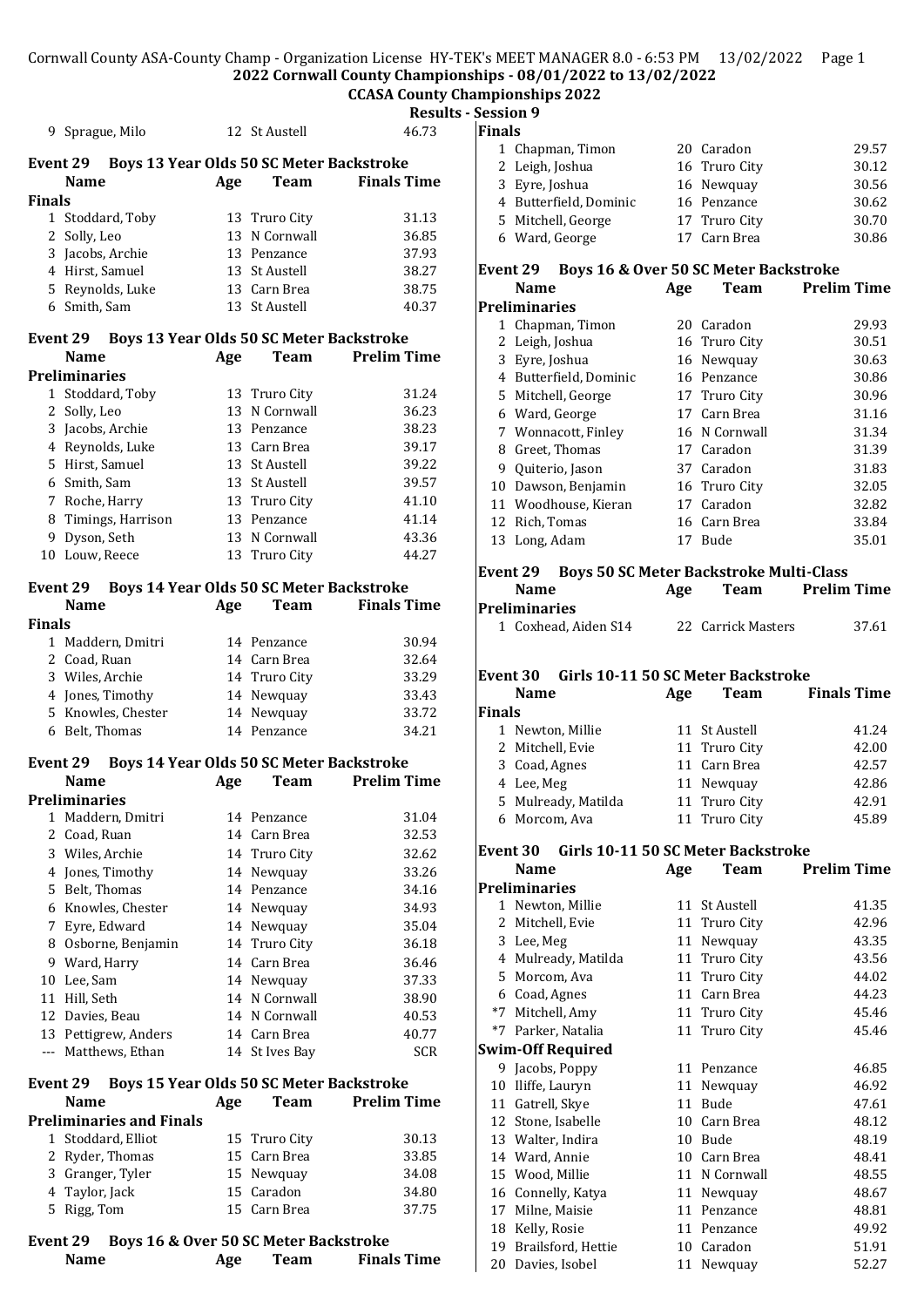2022 Cornwall County Championships - 08/01/2022 to 13/02/2022

CCASA County Championships 2022

Results - Session 9

| | Name | Age | Team | Time |
|---|---|---|---|---|
| 9 | Sprague, Milo | 12 | St Austell | 46.73 |

### Event 29 Boys 13 Year Olds 50 SC Meter Backstroke

| | Name | Age | Team | Finals Time |
|---|---|---|---|---|
| **Finals** | | | | |
| 1 | Stoddard, Toby | 13 | Truro City | 31.13 |
| 2 | Solly, Leo | 13 | N Cornwall | 36.85 |
| 3 | Jacobs, Archie | 13 | Penzance | 37.93 |
| 4 | Hirst, Samuel | 13 | St Austell | 38.27 |
| 5 | Reynolds, Luke | 13 | Carn Brea | 38.75 |
| 6 | Smith, Sam | 13 | St Austell | 40.37 |

### Event 29 Boys 13 Year Olds 50 SC Meter Backstroke

| | Name | Age | Team | Prelim Time |
|---|---|---|---|---|
| **Preliminaries** | | | | |
| 1 | Stoddard, Toby | 13 | Truro City | 31.24 |
| 2 | Solly, Leo | 13 | N Cornwall | 36.23 |
| 3 | Jacobs, Archie | 13 | Penzance | 38.23 |
| 4 | Reynolds, Luke | 13 | Carn Brea | 39.17 |
| 5 | Hirst, Samuel | 13 | St Austell | 39.22 |
| 6 | Smith, Sam | 13 | St Austell | 39.57 |
| 7 | Roche, Harry | 13 | Truro City | 41.10 |
| 8 | Timings, Harrison | 13 | Penzance | 41.14 |
| 9 | Dyson, Seth | 13 | N Cornwall | 43.36 |
| 10 | Louw, Reece | 13 | Truro City | 44.27 |

### Event 29 Boys 14 Year Olds 50 SC Meter Backstroke

| | Name | Age | Team | Finals Time |
|---|---|---|---|---|
| **Finals** | | | | |
| 1 | Maddern, Dmitri | 14 | Penzance | 30.94 |
| 2 | Coad, Ruan | 14 | Carn Brea | 32.64 |
| 3 | Wiles, Archie | 14 | Truro City | 33.29 |
| 4 | Jones, Timothy | 14 | Newquay | 33.43 |
| 5 | Knowles, Chester | 14 | Newquay | 33.72 |
| 6 | Belt, Thomas | 14 | Penzance | 34.21 |

### Event 29 Boys 14 Year Olds 50 SC Meter Backstroke

| | Name | Age | Team | Prelim Time |
|---|---|---|---|---|
| **Preliminaries** | | | | |
| 1 | Maddern, Dmitri | 14 | Penzance | 31.04 |
| 2 | Coad, Ruan | 14 | Carn Brea | 32.53 |
| 3 | Wiles, Archie | 14 | Truro City | 32.62 |
| 4 | Jones, Timothy | 14 | Newquay | 33.26 |
| 5 | Belt, Thomas | 14 | Penzance | 34.16 |
| 6 | Knowles, Chester | 14 | Newquay | 34.93 |
| 7 | Eyre, Edward | 14 | Newquay | 35.04 |
| 8 | Osborne, Benjamin | 14 | Truro City | 36.18 |
| 9 | Ward, Harry | 14 | Carn Brea | 36.46 |
| 10 | Lee, Sam | 14 | Newquay | 37.33 |
| 11 | Hill, Seth | 14 | N Cornwall | 38.90 |
| 12 | Davies, Beau | 14 | N Cornwall | 40.53 |
| 13 | Pettigrew, Anders | 14 | Carn Brea | 40.77 |
| --- | Matthews, Ethan | 14 | St Ives Bay | SCR |

### Event 29 Boys 15 Year Olds 50 SC Meter Backstroke

| | Name | Age | Team | Prelim Time |
|---|---|---|---|---|
| **Preliminaries and Finals** | | | | |
| 1 | Stoddard, Elliot | 15 | Truro City | 30.13 |
| 2 | Ryder, Thomas | 15 | Carn Brea | 33.85 |
| 3 | Granger, Tyler | 15 | Newquay | 34.08 |
| 4 | Taylor, Jack | 15 | Caradon | 34.80 |
| 5 | Rigg, Tom | 15 | Carn Brea | 37.75 |

### Event 29 Boys 16 & Over 50 SC Meter Backstroke

| | Name | Age | Team | Finals Time |
|---|---|---|---|---|
| **Finals** | | | | |
| 1 | Chapman, Timon | 20 | Caradon | 29.57 |
| 2 | Leigh, Joshua | 16 | Truro City | 30.12 |
| 3 | Eyre, Joshua | 16 | Newquay | 30.56 |
| 4 | Butterfield, Dominic | 16 | Penzance | 30.62 |
| 5 | Mitchell, George | 17 | Truro City | 30.70 |
| 6 | Ward, George | 17 | Carn Brea | 30.86 |

### Event 29 Boys 16 & Over 50 SC Meter Backstroke

| | Name | Age | Team | Prelim Time |
|---|---|---|---|---|
| **Preliminaries** | | | | |
| 1 | Chapman, Timon | 20 | Caradon | 29.93 |
| 2 | Leigh, Joshua | 16 | Truro City | 30.51 |
| 3 | Eyre, Joshua | 16 | Newquay | 30.63 |
| 4 | Butterfield, Dominic | 16 | Penzance | 30.86 |
| 5 | Mitchell, George | 17 | Truro City | 30.96 |
| 6 | Ward, George | 17 | Carn Brea | 31.16 |
| 7 | Wonnacott, Finley | 16 | N Cornwall | 31.34 |
| 8 | Greet, Thomas | 17 | Caradon | 31.39 |
| 9 | Quiterio, Jason | 37 | Caradon | 31.83 |
| 10 | Dawson, Benjamin | 16 | Truro City | 32.05 |
| 11 | Woodhouse, Kieran | 17 | Caradon | 32.82 |
| 12 | Rich, Tomas | 16 | Carn Brea | 33.84 |
| 13 | Long, Adam | 17 | Bude | 35.01 |

### Event 29 Boys 50 SC Meter Backstroke Multi-Class

| | Name | Age | Team | Prelim Time |
|---|---|---|---|---|
| **Preliminaries** | | | | |
| 1 | Coxhead, Aiden S14 | 22 | Carrick Masters | 37.61 |

### Event 30 Girls 10-11 50 SC Meter Backstroke

| | Name | Age | Team | Finals Time |
|---|---|---|---|---|
| **Finals** | | | | |
| 1 | Newton, Millie | 11 | St Austell | 41.24 |
| 2 | Mitchell, Evie | 11 | Truro City | 42.00 |
| 3 | Coad, Agnes | 11 | Carn Brea | 42.57 |
| 4 | Lee, Meg | 11 | Newquay | 42.86 |
| 5 | Mulready, Matilda | 11 | Truro City | 42.91 |
| 6 | Morcom, Ava | 11 | Truro City | 45.89 |

### Event 30 Girls 10-11 50 SC Meter Backstroke

| | Name | Age | Team | Prelim Time |
|---|---|---|---|---|
| **Preliminaries** | | | | |
| 1 | Newton, Millie | 11 | St Austell | 41.35 |
| 2 | Mitchell, Evie | 11 | Truro City | 42.96 |
| 3 | Lee, Meg | 11 | Newquay | 43.35 |
| 4 | Mulready, Matilda | 11 | Truro City | 43.56 |
| 5 | Morcom, Ava | 11 | Truro City | 44.02 |
| 6 | Coad, Agnes | 11 | Carn Brea | 44.23 |
| *7 | Mitchell, Amy | 11 | Truro City | 45.46 |
| *7 | Parker, Natalia | 11 | Truro City | 45.46 |
| **Swim-Off Required** | | | | |
| 9 | Jacobs, Poppy | 11 | Penzance | 46.85 |
| 10 | Iliffe, Lauryn | 11 | Newquay | 46.92 |
| 11 | Gatrell, Skye | 11 | Bude | 47.61 |
| 12 | Stone, Isabelle | 10 | Carn Brea | 48.12 |
| 13 | Walter, Indira | 10 | Bude | 48.19 |
| 14 | Ward, Annie | 10 | Carn Brea | 48.41 |
| 15 | Wood, Millie | 11 | N Cornwall | 48.55 |
| 16 | Connelly, Katya | 11 | Newquay | 48.67 |
| 17 | Milne, Maisie | 11 | Penzance | 48.81 |
| 18 | Kelly, Rosie | 11 | Penzance | 49.92 |
| 19 | Brailsford, Hettie | 10 | Caradon | 51.91 |
| 20 | Davies, Isobel | 11 | Newquay | 52.27 |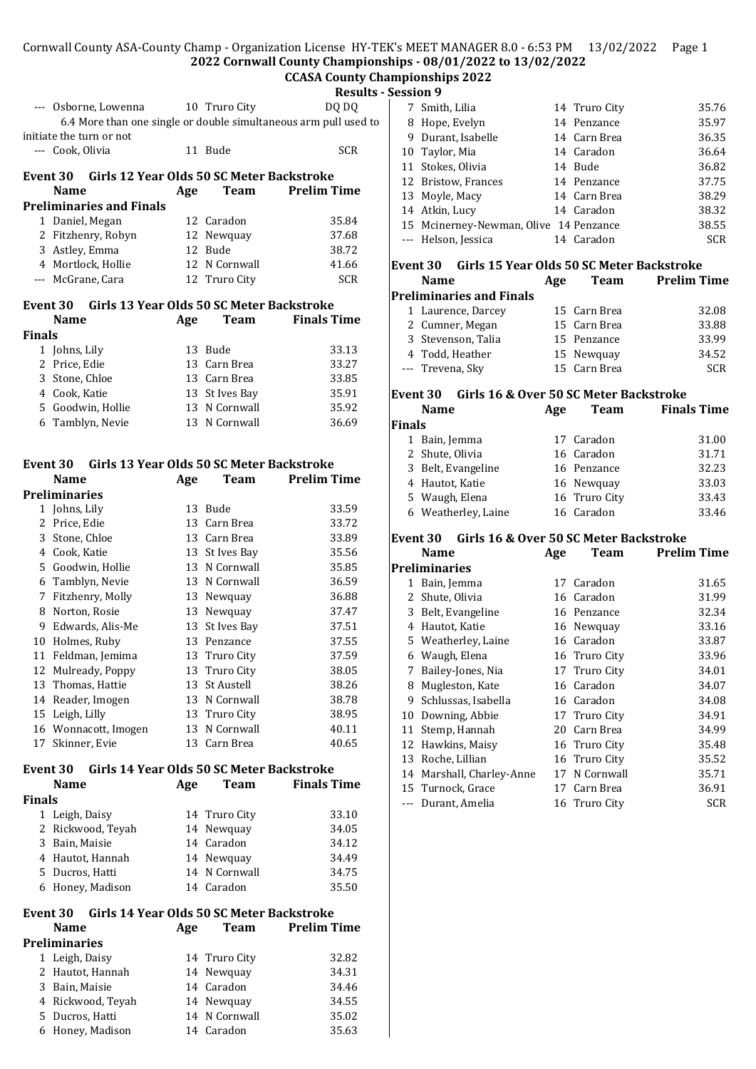## 2022 Cornwall County Championships - 08/01/2022 to 13/02/2022

## CCASA County Championships 2022

### Results - Session 9

| | Name | Age | Team | Time |
|---|---|---|---|---|
| --- | Osborne, Lowenna | 10 | Truro City | DQ DQ |

6.4 More than one single or double simultaneous arm pull used to initiate the turn or not

| | Name | Age | Team | Time |
|---|---|---|---|---|
| --- | Cook, Olivia | 11 | Bude | SCR |

### Event 30 Girls 12 Year Olds 50 SC Meter Backstroke

| | Name | Age | Team | Prelim Time |
|---|---|---|---|---|
| **Preliminaries and Finals** | | | | |
| 1 | Daniel, Megan | 12 | Caradon | 35.84 |
| 2 | Fitzhenry, Robyn | 12 | Newquay | 37.68 |
| 3 | Astley, Emma | 12 | Bude | 38.72 |
| 4 | Mortlock, Hollie | 12 | N Cornwall | 41.66 |
| --- | McGrane, Cara | 12 | Truro City | SCR |

### Event 30 Girls 13 Year Olds 50 SC Meter Backstroke

| | Name | Age | Team | Finals Time |
|---|---|---|---|---|
| **Finals** | | | | |
| 1 | Johns, Lily | 13 | Bude | 33.13 |
| 2 | Price, Edie | 13 | Carn Brea | 33.27 |
| 3 | Stone, Chloe | 13 | Carn Brea | 33.85 |
| 4 | Cook, Katie | 13 | St Ives Bay | 35.91 |
| 5 | Goodwin, Hollie | 13 | N Cornwall | 35.92 |
| 6 | Tamblyn, Nevie | 13 | N Cornwall | 36.69 |

### Event 30 Girls 13 Year Olds 50 SC Meter Backstroke

| | Name | Age | Team | Prelim Time |
|---|---|---|---|---|
| **Preliminaries** | | | | |
| 1 | Johns, Lily | 13 | Bude | 33.59 |
| 2 | Price, Edie | 13 | Carn Brea | 33.72 |
| 3 | Stone, Chloe | 13 | Carn Brea | 33.89 |
| 4 | Cook, Katie | 13 | St Ives Bay | 35.56 |
| 5 | Goodwin, Hollie | 13 | N Cornwall | 35.85 |
| 6 | Tamblyn, Nevie | 13 | N Cornwall | 36.59 |
| 7 | Fitzhenry, Molly | 13 | Newquay | 36.88 |
| 8 | Norton, Rosie | 13 | Newquay | 37.47 |
| 9 | Edwards, Alis-Me | 13 | St Ives Bay | 37.51 |
| 10 | Holmes, Ruby | 13 | Penzance | 37.55 |
| 11 | Feldman, Jemima | 13 | Truro City | 37.59 |
| 12 | Mulready, Poppy | 13 | Truro City | 38.05 |
| 13 | Thomas, Hattie | 13 | St Austell | 38.26 |
| 14 | Reader, Imogen | 13 | N Cornwall | 38.78 |
| 15 | Leigh, Lilly | 13 | Truro City | 38.95 |
| 16 | Wonnacott, Imogen | 13 | N Cornwall | 40.11 |
| 17 | Skinner, Evie | 13 | Carn Brea | 40.65 |

### Event 30 Girls 14 Year Olds 50 SC Meter Backstroke

| | Name | Age | Team | Finals Time |
|---|---|---|---|---|
| **Finals** | | | | |
| 1 | Leigh, Daisy | 14 | Truro City | 33.10 |
| 2 | Rickwood, Teyah | 14 | Newquay | 34.05 |
| 3 | Bain, Maisie | 14 | Caradon | 34.12 |
| 4 | Hautot, Hannah | 14 | Newquay | 34.49 |
| 5 | Ducros, Hatti | 14 | N Cornwall | 34.75 |
| 6 | Honey, Madison | 14 | Caradon | 35.50 |

### Event 30 Girls 14 Year Olds 50 SC Meter Backstroke

| | Name | Age | Team | Prelim Time |
|---|---|---|---|---|
| **Preliminaries** | | | | |
| 1 | Leigh, Daisy | 14 | Truro City | 32.82 |
| 2 | Hautot, Hannah | 14 | Newquay | 34.31 |
| 3 | Bain, Maisie | 14 | Caradon | 34.46 |
| 4 | Rickwood, Teyah | 14 | Newquay | 34.55 |
| 5 | Ducros, Hatti | 14 | N Cornwall | 35.02 |
| 6 | Honey, Madison | 14 | Caradon | 35.63 |
| 7 | Smith, Lilia | 14 | Truro City | 35.76 |
| 8 | Hope, Evelyn | 14 | Penzance | 35.97 |
| 9 | Durant, Isabelle | 14 | Carn Brea | 36.35 |
| 10 | Taylor, Mia | 14 | Caradon | 36.64 |
| 11 | Stokes, Olivia | 14 | Bude | 36.82 |
| 12 | Bristow, Frances | 14 | Penzance | 37.75 |
| 13 | Moyle, Macy | 14 | Carn Brea | 38.29 |
| 14 | Atkin, Lucy | 14 | Caradon | 38.32 |
| 15 | Mcinerney-Newman, Olive | 14 | Penzance | 38.55 |
| --- | Helson, Jessica | 14 | Caradon | SCR |

### Event 30 Girls 15 Year Olds 50 SC Meter Backstroke

| | Name | Age | Team | Prelim Time |
|---|---|---|---|---|
| **Preliminaries and Finals** | | | | |
| 1 | Laurence, Darcey | 15 | Carn Brea | 32.08 |
| 2 | Cumner, Megan | 15 | Carn Brea | 33.88 |
| 3 | Stevenson, Talia | 15 | Penzance | 33.99 |
| 4 | Todd, Heather | 15 | Newquay | 34.52 |
| --- | Trevena, Sky | 15 | Carn Brea | SCR |

### Event 30 Girls 16 & Over 50 SC Meter Backstroke

| | Name | Age | Team | Finals Time |
|---|---|---|---|---|
| **Finals** | | | | |
| 1 | Bain, Jemma | 17 | Caradon | 31.00 |
| 2 | Shute, Olivia | 16 | Caradon | 31.71 |
| 3 | Belt, Evangeline | 16 | Penzance | 32.23 |
| 4 | Hautot, Katie | 16 | Newquay | 33.03 |
| 5 | Waugh, Elena | 16 | Truro City | 33.43 |
| 6 | Weatherley, Laine | 16 | Caradon | 33.46 |

### Event 30 Girls 16 & Over 50 SC Meter Backstroke

| | Name | Age | Team | Prelim Time |
|---|---|---|---|---|
| **Preliminaries** | | | | |
| 1 | Bain, Jemma | 17 | Caradon | 31.65 |
| 2 | Shute, Olivia | 16 | Caradon | 31.99 |
| 3 | Belt, Evangeline | 16 | Penzance | 32.34 |
| 4 | Hautot, Katie | 16 | Newquay | 33.16 |
| 5 | Weatherley, Laine | 16 | Caradon | 33.87 |
| 6 | Waugh, Elena | 16 | Truro City | 33.96 |
| 7 | Bailey-Jones, Nia | 17 | Truro City | 34.01 |
| 8 | Mugleston, Kate | 16 | Caradon | 34.07 |
| 9 | Schlussas, Isabella | 16 | Caradon | 34.08 |
| 10 | Downing, Abbie | 17 | Truro City | 34.91 |
| 11 | Stemp, Hannah | 20 | Carn Brea | 34.99 |
| 12 | Hawkins, Maisy | 16 | Truro City | 35.48 |
| 13 | Roche, Lillian | 16 | Truro City | 35.52 |
| 14 | Marshall, Charley-Anne | 17 | N Cornwall | 35.71 |
| 15 | Turnock, Grace | 17 | Carn Brea | 36.91 |
| --- | Durant, Amelia | 16 | Truro City | SCR |